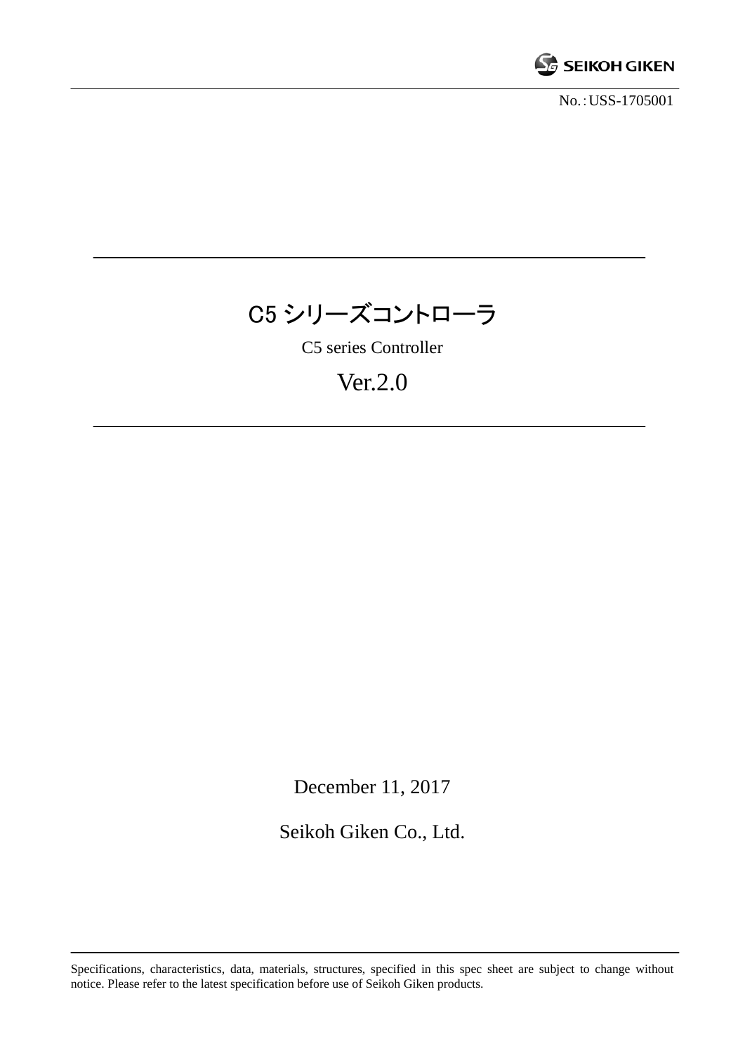SEIKOH GIKEN

No.：USS-1705001

# C5 シリーズコントローラ

C5 series Controller

Ver.2.0

December 11, 2017

Seikoh Giken Co., Ltd.

Specifications, characteristics, data, materials, structures, specified in this spec sheet are subject to change without notice. Please refer to the latest specification before use of Seikoh Giken products.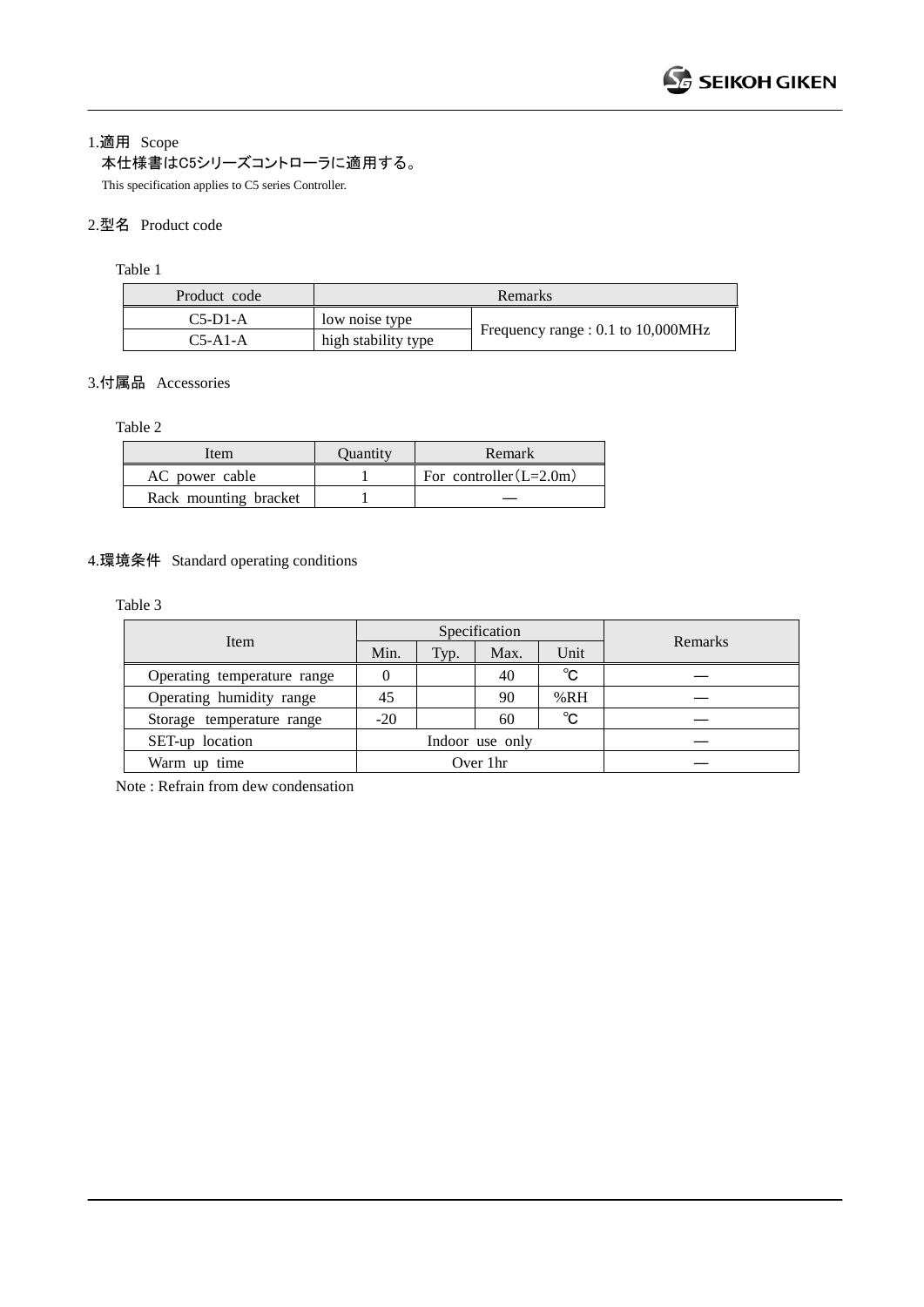## 1.適用 Scope

本仕様書はC5シリーズコントローラに適用する。

This specification applies to C5 series Controller.

## 2.型名 Product code

Table 1

| Product code | Remarks | |
|---|---|---|
| C5-D1-A | low noise type | Frequency range : 0.1 to 10,000MHz |
| C5-A1-A | high stability type | |

## 3.付属品 Accessories

Table 2

| Item | Quantity | Remark |
|---|---|---|
| AC power cable | 1 | For controller（L=2.0m） |
| Rack mounting bracket | 1 | — |

## 4.環境条件 Standard operating conditions

Table 3

| Item | Specification | | | | Remarks |
|---|---|---|---|---|---|
| | Min. | Typ. | Max. | Unit | |
| Operating temperature range | 0 | | 40 | ℃ | — |
| Operating humidity range | 45 | | 90 | %RH | — |
| Storage temperature range | -20 | | 60 | ℃ | — |
| SET-up location | Indoor use only | | | | — |
| Warm up time | Over 1hr | | | | — |

Note : Refrain from dew condensation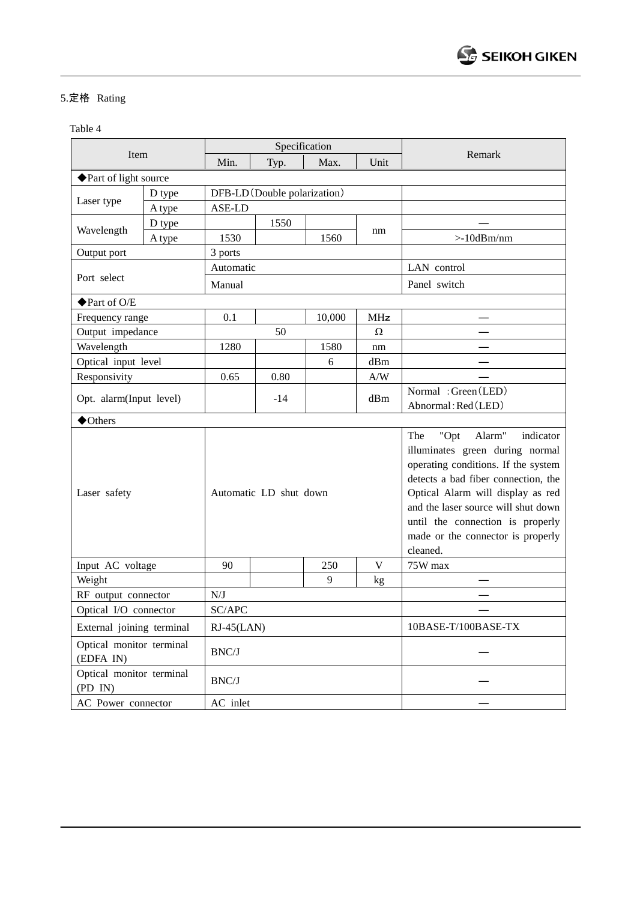## 5.定格 Rating

Table 4

| Item | | Specification | | | | Remark |
|---|---|---|---|---|---|---|
| | | Min. | Typ. | Max. | Unit | |
| ◆Part of light source | | | | | | |
| Laser type | D type | DFB-LD（Double polarization） | | | | |
| | A type | ASE-LD | | | | |
| Wavelength | D type | | 1550 | | nm | — |
| | A type | 1530 | | 1560 | | >-10dBm/nm |
| Output port | | 3 ports | | | | |
| Port select | | Automatic | | | | LAN control |
| | | Manual | | | | Panel switch |
| ◆Part of O/E | | | | | | |
| Frequency range | | 0.1 | | 10,000 | MHz | — |
| Output impedance | | | 50 | | Ω | — |
| Wavelength | | 1280 | | 1580 | nm | — |
| Optical input level | | | | 6 | dBm | — |
| Responsivity | | 0.65 | 0.80 | | A/W | — |
| Opt. alarm(Input level) | | | -14 | | dBm | Normal ：Green（LED） Abnormal：Red（LED） |
| ◆Others | | | | | | |
| Laser safety | | Automatic LD shut down | | | | The "Opt Alarm" indicator illuminates green during normal operating conditions. If the system detects a bad fiber connection, the Optical Alarm will display as red and the laser source will shut down until the connection is properly made or the connector is properly cleaned. |
| Input AC voltage | | 90 | | 250 | V | 75W max |
| Weight | | | | 9 | kg | — |
| RF output connector | | N/J | | | | — |
| Optical I/O connector | | SC/APC | | | | — |
| External joining terminal | | RJ-45(LAN) | | | | 10BASE-T/100BASE-TX |
| Optical monitor terminal (EDFA IN) | | BNC/J | | | | — |
| Optical monitor terminal (PD IN) | | BNC/J | | | | — |
| AC Power connector | | AC inlet | | | | — |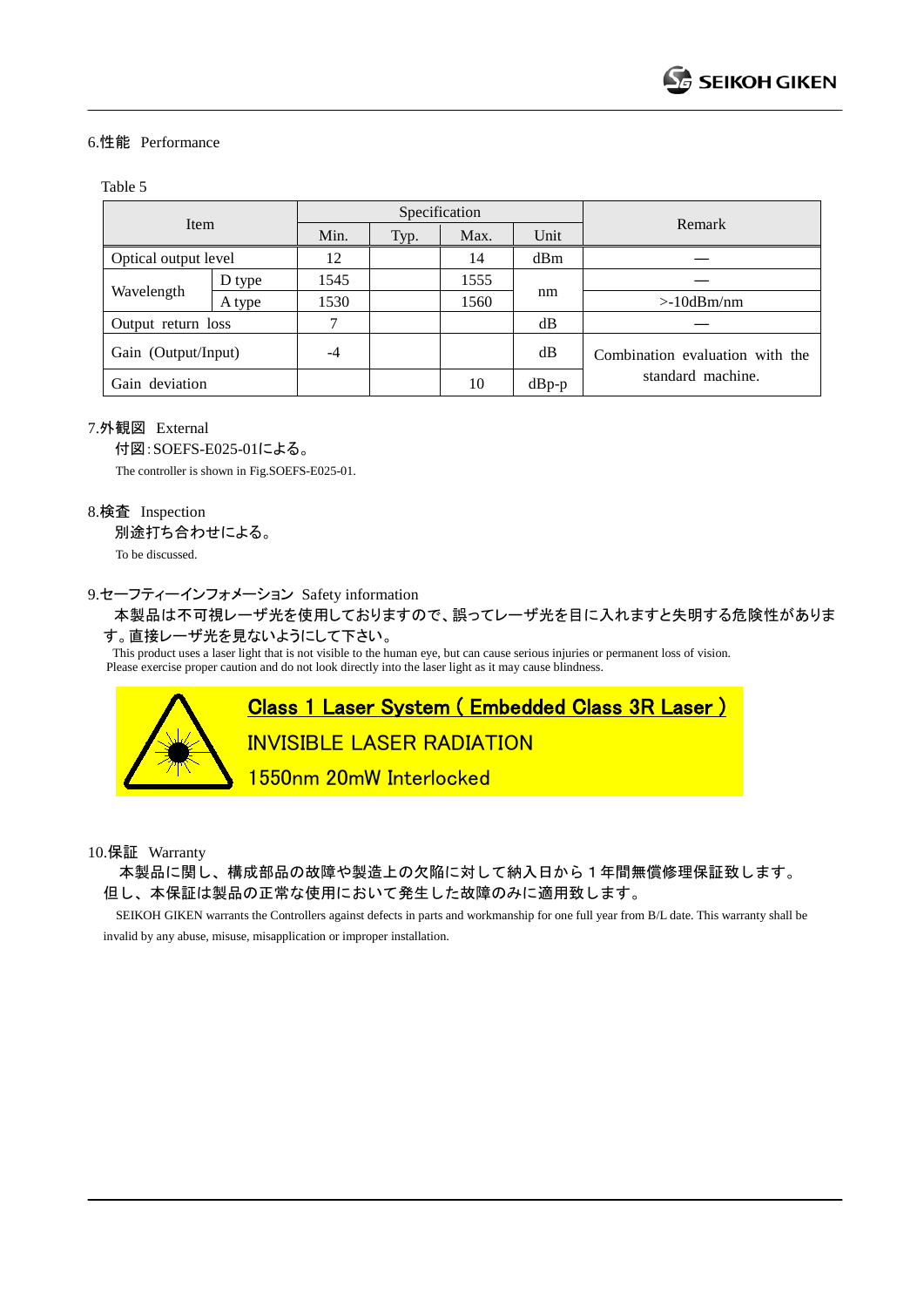## 6.性能 Performance

Table 5

| Item | | Specification | | | | Remark |
|---|---|---|---|---|---|---|
| | | Min. | Typ. | Max. | Unit | |
| Optical output level | | 12 | | 14 | dBm | — |
| Wavelength | D type | 1545 | | 1555 | nm | — |
| | A type | 1530 | | 1560 | | >-10dBm/nm |
| Output return loss | | 7 | | | dB | — |
| Gain (Output/Input) | | -4 | | | dB | Combination evaluation with the standard machine. |
| Gain deviation | | | | 10 | dBp-p | |

## 7.外観図 External

付図:SOEFS-E025-01による。

The controller is shown in Fig.SOEFS-E025-01.

## 8.検査 Inspection

別途打ち合わせによる。

To be discussed.

## 9.セーフティーインフォメーション Safety information

本製品は不可視レーザ光を使用しておりますので、誤ってレーザ光を目に入れますと失明する危険性があります。直接レーザ光を見ないようにして下さい。

This product uses a laser light that is not visible to the human eye, but can cause serious injuries or permanent loss of vision. Please exercise proper caution and do not look directly into the laser light as it may cause blindness.

**Class 1 Laser System ( Embedded Class 3R Laser )**

INVISIBLE LASER RADIATION

1550nm 20mW Interlocked

## 10.保証 Warranty

本製品に関し、構成部品の故障や製造上の欠陥に対して納入日から１年間無償修理保証致します。但し、本保証は製品の正常な使用において発生した故障のみに適用致します。

SEIKOH GIKEN warrants the Controllers against defects in parts and workmanship for one full year from B/L date. This warranty shall be invalid by any abuse, misuse, misapplication or improper installation.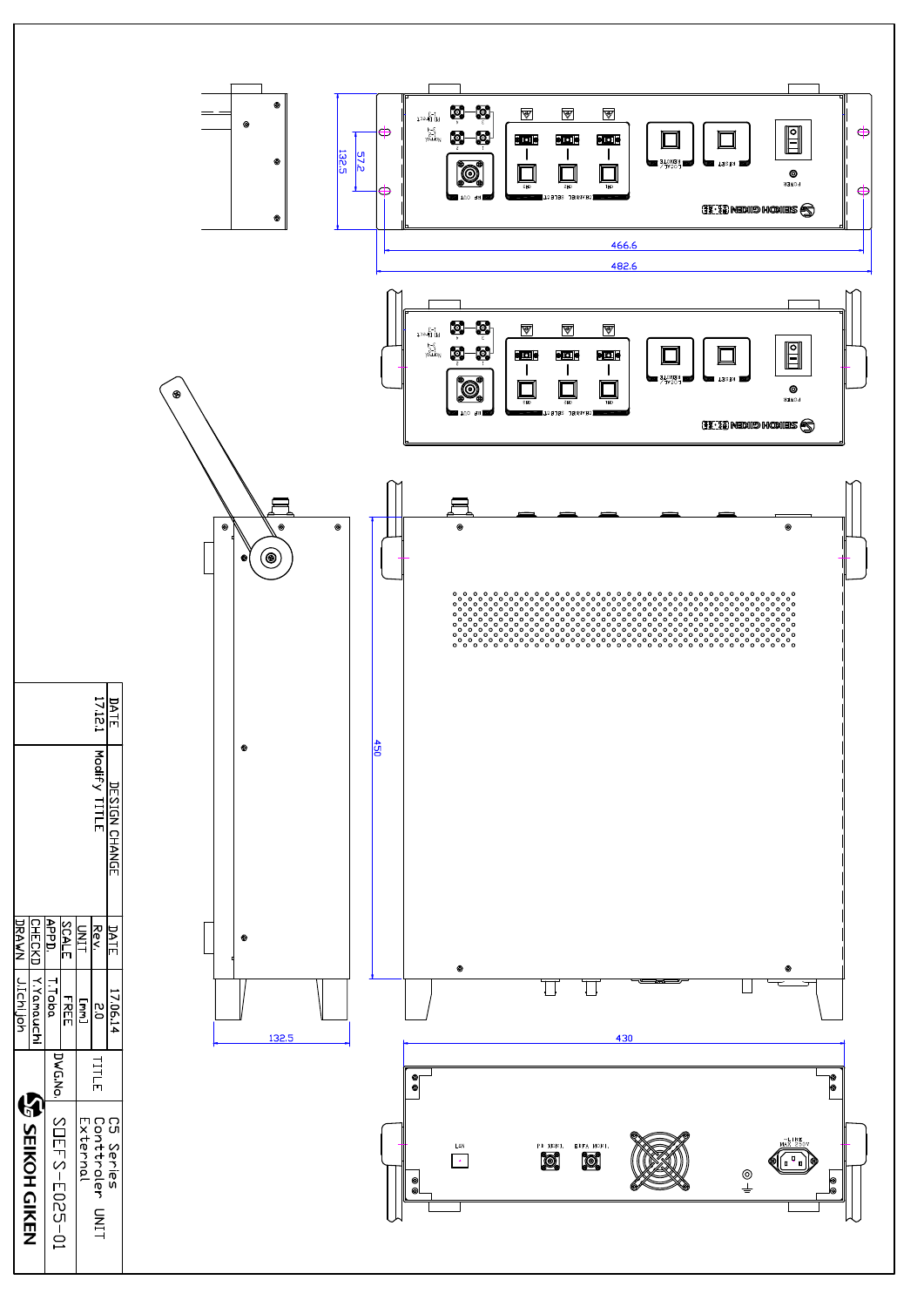57.2

132.5

466.6

482.6

450

132.5

430

RF OUT

CHANNEL SELECT

LOCAL REMOTE

RESET

POWER

SEIKOH GIKEN

LAN

PD MONI.

SUPA MONI.

~LINE MAX 250V

| DATE | DESIGN CHANGE |
| --- | --- |
| 17.12.1 | Modify TITLE |

| | | | |
| --- | --- | --- | --- |
| DATE | 17.06.14 | TITLE | C5 Series Controler UNIT External |
| Rev. | 2.0 | | |
| UNIT | [mm] | | |
| SCALE | FREE | DWG.No. | SDEFS-E025-01 |
| APPD. | T.Toba | | |
| CHECKD | Y.Yamauchi | | |
| DRAWN | J.Ichijoh | | SEIKOH GIKEN |